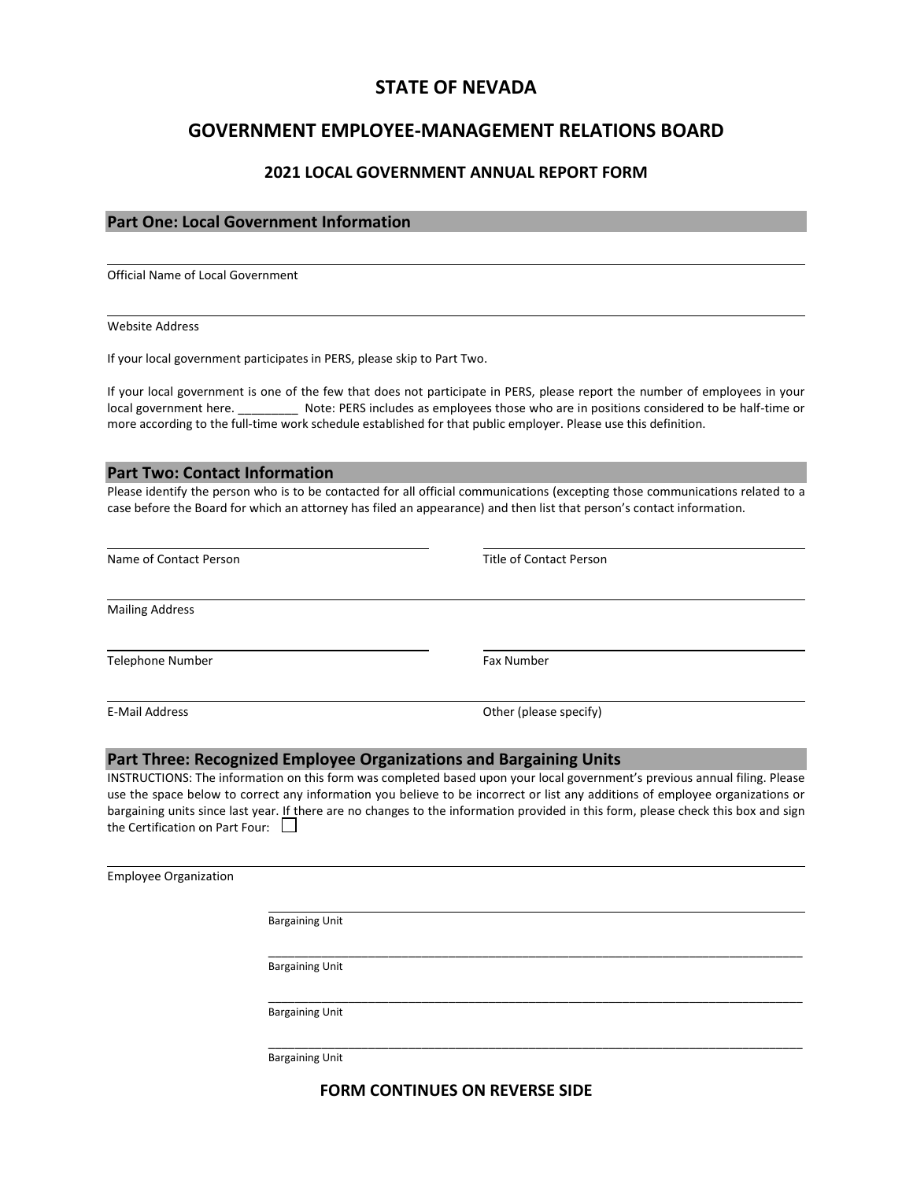# STATE OF NEVADA

## GOVERNMENT EMPLOYEE-MANAGEMENT RELATIONS BOARD

### 2021 LOCAL GOVERNMENT ANNUAL REPORT FORM

## Part One: Local Government Information

\_\_\_\_\_\_\_\_\_\_\_\_\_\_\_\_\_\_\_\_\_\_\_\_\_\_\_\_\_\_\_\_\_\_\_\_\_\_\_\_\_\_\_\_\_\_\_\_\_\_\_\_\_\_\_\_\_\_\_\_\_\_\_\_\_\_\_\_\_\_\_\_

Official Name of Local Government

\_\_\_\_\_\_\_\_\_\_\_\_\_\_\_\_\_\_\_\_\_\_\_\_\_\_\_\_\_\_\_\_\_\_\_\_\_\_\_\_\_\_\_\_\_\_\_\_\_\_\_\_\_\_\_\_\_\_\_\_\_\_\_\_\_\_\_\_\_\_\_\_

Website Address

If your local government participates in PERS, please skip to Part Two.

If your local government is one of the few that does not participate in PERS, please report the number of employees in your local government here. _________ Note: PERS includes as employees those who are in positions considered to be half-time or more according to the full-time work schedule established for that public employer. Please use this definition.

## Part Two: Contact Information

Please identify the person who is to be contacted for all official communications (excepting those communications related to a case before the Board for which an attorney has filed an appearance) and then list that person's contact information.

| | |
|---|---|
| Name of Contact Person | Title of Contact Person |
| Mailing Address | |
| Telephone Number | Fax Number |
| E-Mail Address | Other (please specify) |

## Part Three: Recognized Employee Organizations and Bargaining Units

INSTRUCTIONS: The information on this form was completed based upon your local government's previous annual filing. Please use the space below to correct any information you believe to be incorrect or list any additions of employee organizations or bargaining units since last year. If there are no changes to the information provided in this form, please check this box and sign the Certification on Part Four: ☐

\_\_\_\_\_\_\_\_\_\_\_\_\_\_\_\_\_\_\_\_\_\_\_\_\_\_\_\_\_\_\_\_\_\_\_\_\_\_\_\_\_\_\_\_\_\_\_\_\_\_\_\_\_\_\_\_\_\_\_\_\_\_\_\_\_\_\_\_\_\_\_\_

Employee Organization

\_\_\_\_\_\_\_\_\_\_\_\_\_\_\_\_\_\_\_\_\_\_\_\_\_\_\_\_\_\_\_\_\_\_\_\_\_\_\_\_\_\_\_\_\_\_\_\_\_\_\_\_\_\_\_\_

Bargaining Unit

\_\_\_\_\_\_\_\_\_\_\_\_\_\_\_\_\_\_\_\_\_\_\_\_\_\_\_\_\_\_\_\_\_\_\_\_\_\_\_\_\_\_\_\_\_\_\_\_\_\_\_\_\_\_\_\_

Bargaining Unit

\_\_\_\_\_\_\_\_\_\_\_\_\_\_\_\_\_\_\_\_\_\_\_\_\_\_\_\_\_\_\_\_\_\_\_\_\_\_\_\_\_\_\_\_\_\_\_\_\_\_\_\_\_\_\_\_

Bargaining Unit

\_\_\_\_\_\_\_\_\_\_\_\_\_\_\_\_\_\_\_\_\_\_\_\_\_\_\_\_\_\_\_\_\_\_\_\_\_\_\_\_\_\_\_\_\_\_\_\_\_\_\_\_\_\_\_\_

Bargaining Unit

**FORM CONTINUES ON REVERSE SIDE**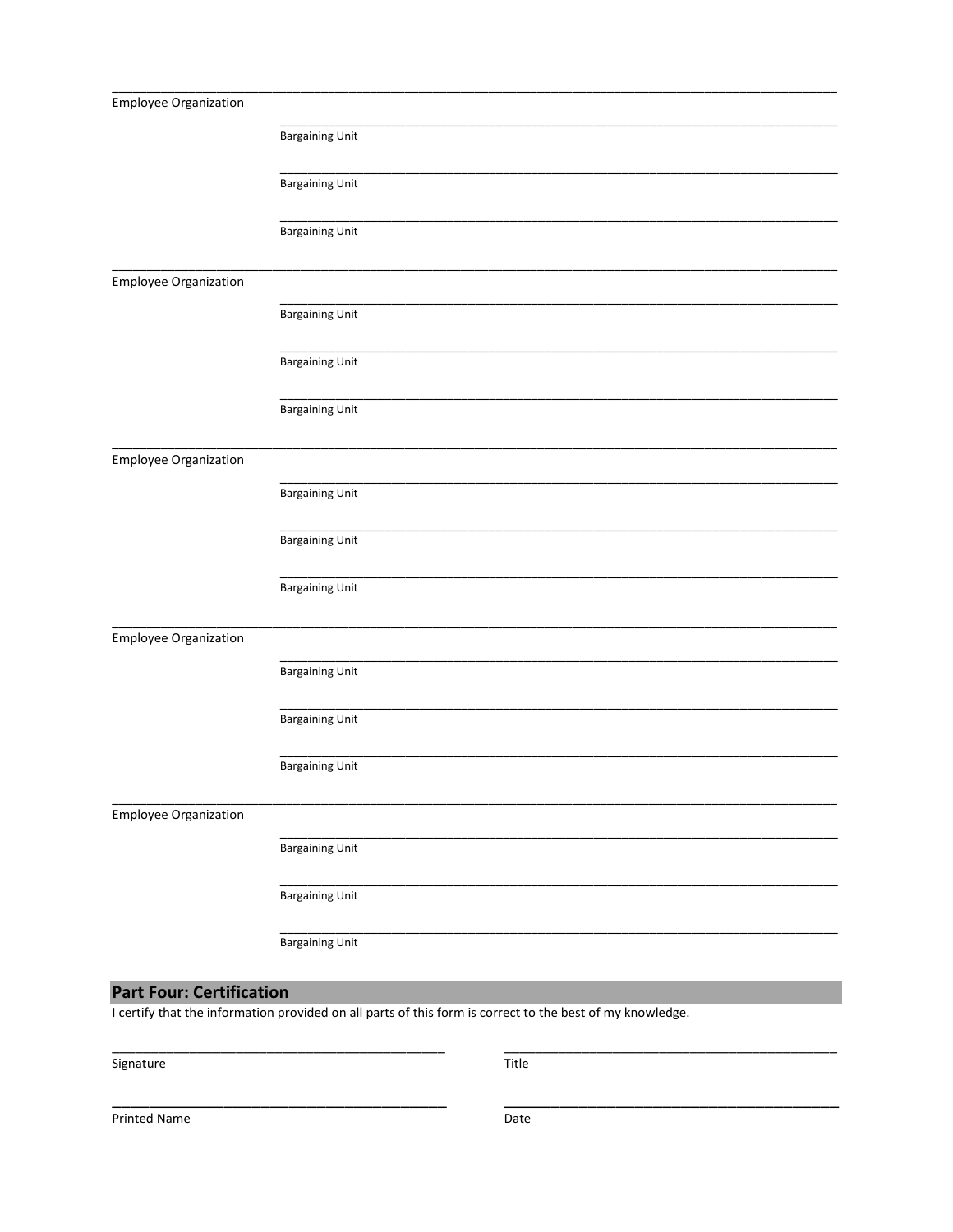\_\_\_\_\_\_\_\_\_\_\_\_\_\_\_\_\_\_\_\_\_\_\_\_\_\_\_\_\_\_\_\_\_\_\_\_\_\_\_\_\_\_\_\_\_\_\_\_\_\_\_\_\_\_\_\_\_\_\_\_\_\_\_\_\_\_\_\_\_\_\_\_\_\_\_\_
Employee Organization

\_\_\_\_\_\_\_\_\_\_\_\_\_\_\_\_\_\_\_\_\_\_\_\_\_\_\_\_\_\_\_\_\_\_\_\_\_\_\_\_\_\_\_\_\_\_\_\_\_\_\_\_\_\_\_\_\_\_
Bargaining Unit

\_\_\_\_\_\_\_\_\_\_\_\_\_\_\_\_\_\_\_\_\_\_\_\_\_\_\_\_\_\_\_\_\_\_\_\_\_\_\_\_\_\_\_\_\_\_\_\_\_\_\_\_\_\_\_\_\_\_
Bargaining Unit

\_\_\_\_\_\_\_\_\_\_\_\_\_\_\_\_\_\_\_\_\_\_\_\_\_\_\_\_\_\_\_\_\_\_\_\_\_\_\_\_\_\_\_\_\_\_\_\_\_\_\_\_\_\_\_\_\_\_
Bargaining Unit

\_\_\_\_\_\_\_\_\_\_\_\_\_\_\_\_\_\_\_\_\_\_\_\_\_\_\_\_\_\_\_\_\_\_\_\_\_\_\_\_\_\_\_\_\_\_\_\_\_\_\_\_\_\_\_\_\_\_\_\_\_\_\_\_\_\_\_\_\_\_\_\_\_\_\_\_
Employee Organization

\_\_\_\_\_\_\_\_\_\_\_\_\_\_\_\_\_\_\_\_\_\_\_\_\_\_\_\_\_\_\_\_\_\_\_\_\_\_\_\_\_\_\_\_\_\_\_\_\_\_\_\_\_\_\_\_\_\_
Bargaining Unit

\_\_\_\_\_\_\_\_\_\_\_\_\_\_\_\_\_\_\_\_\_\_\_\_\_\_\_\_\_\_\_\_\_\_\_\_\_\_\_\_\_\_\_\_\_\_\_\_\_\_\_\_\_\_\_\_\_\_
Bargaining Unit

\_\_\_\_\_\_\_\_\_\_\_\_\_\_\_\_\_\_\_\_\_\_\_\_\_\_\_\_\_\_\_\_\_\_\_\_\_\_\_\_\_\_\_\_\_\_\_\_\_\_\_\_\_\_\_\_\_\_
Bargaining Unit

\_\_\_\_\_\_\_\_\_\_\_\_\_\_\_\_\_\_\_\_\_\_\_\_\_\_\_\_\_\_\_\_\_\_\_\_\_\_\_\_\_\_\_\_\_\_\_\_\_\_\_\_\_\_\_\_\_\_\_\_\_\_\_\_\_\_\_\_\_\_\_\_\_\_\_\_
Employee Organization

\_\_\_\_\_\_\_\_\_\_\_\_\_\_\_\_\_\_\_\_\_\_\_\_\_\_\_\_\_\_\_\_\_\_\_\_\_\_\_\_\_\_\_\_\_\_\_\_\_\_\_\_\_\_\_\_\_\_
Bargaining Unit

\_\_\_\_\_\_\_\_\_\_\_\_\_\_\_\_\_\_\_\_\_\_\_\_\_\_\_\_\_\_\_\_\_\_\_\_\_\_\_\_\_\_\_\_\_\_\_\_\_\_\_\_\_\_\_\_\_\_
Bargaining Unit

\_\_\_\_\_\_\_\_\_\_\_\_\_\_\_\_\_\_\_\_\_\_\_\_\_\_\_\_\_\_\_\_\_\_\_\_\_\_\_\_\_\_\_\_\_\_\_\_\_\_\_\_\_\_\_\_\_\_
Bargaining Unit

\_\_\_\_\_\_\_\_\_\_\_\_\_\_\_\_\_\_\_\_\_\_\_\_\_\_\_\_\_\_\_\_\_\_\_\_\_\_\_\_\_\_\_\_\_\_\_\_\_\_\_\_\_\_\_\_\_\_\_\_\_\_\_\_\_\_\_\_\_\_\_\_\_\_\_\_
Employee Organization

\_\_\_\_\_\_\_\_\_\_\_\_\_\_\_\_\_\_\_\_\_\_\_\_\_\_\_\_\_\_\_\_\_\_\_\_\_\_\_\_\_\_\_\_\_\_\_\_\_\_\_\_\_\_\_\_\_\_
Bargaining Unit

\_\_\_\_\_\_\_\_\_\_\_\_\_\_\_\_\_\_\_\_\_\_\_\_\_\_\_\_\_\_\_\_\_\_\_\_\_\_\_\_\_\_\_\_\_\_\_\_\_\_\_\_\_\_\_\_\_\_
Bargaining Unit

\_\_\_\_\_\_\_\_\_\_\_\_\_\_\_\_\_\_\_\_\_\_\_\_\_\_\_\_\_\_\_\_\_\_\_\_\_\_\_\_\_\_\_\_\_\_\_\_\_\_\_\_\_\_\_\_\_\_
Bargaining Unit

\_\_\_\_\_\_\_\_\_\_\_\_\_\_\_\_\_\_\_\_\_\_\_\_\_\_\_\_\_\_\_\_\_\_\_\_\_\_\_\_\_\_\_\_\_\_\_\_\_\_\_\_\_\_\_\_\_\_\_\_\_\_\_\_\_\_\_\_\_\_\_\_\_\_\_\_
Employee Organization

\_\_\_\_\_\_\_\_\_\_\_\_\_\_\_\_\_\_\_\_\_\_\_\_\_\_\_\_\_\_\_\_\_\_\_\_\_\_\_\_\_\_\_\_\_\_\_\_\_\_\_\_\_\_\_\_\_\_
Bargaining Unit

\_\_\_\_\_\_\_\_\_\_\_\_\_\_\_\_\_\_\_\_\_\_\_\_\_\_\_\_\_\_\_\_\_\_\_\_\_\_\_\_\_\_\_\_\_\_\_\_\_\_\_\_\_\_\_\_\_\_
Bargaining Unit

\_\_\_\_\_\_\_\_\_\_\_\_\_\_\_\_\_\_\_\_\_\_\_\_\_\_\_\_\_\_\_\_\_\_\_\_\_\_\_\_\_\_\_\_\_\_\_\_\_\_\_\_\_\_\_\_\_\_
Bargaining Unit

## Part Four: Certification

I certify that the information provided on all parts of this form is correct to the best of my knowledge.

| | |
|---|---|
| \_\_\_\_\_\_\_\_\_\_\_\_\_\_\_\_\_\_\_\_\_\_\_\_\_\_\_\_\_\_\_\_\_\_\_\_\_\_\_\_ | \_\_\_\_\_\_\_\_\_\_\_\_\_\_\_\_\_\_\_\_\_\_\_\_\_\_\_\_\_\_\_\_\_\_\_\_\_\_\_\_ |
| Signature | Title |
| \_\_\_\_\_\_\_\_\_\_\_\_\_\_\_\_\_\_\_\_\_\_\_\_\_\_\_\_\_\_\_\_\_\_\_\_\_\_\_\_ | \_\_\_\_\_\_\_\_\_\_\_\_\_\_\_\_\_\_\_\_\_\_\_\_\_\_\_\_\_\_\_\_\_\_\_\_\_\_\_\_ |
| Printed Name | Date |